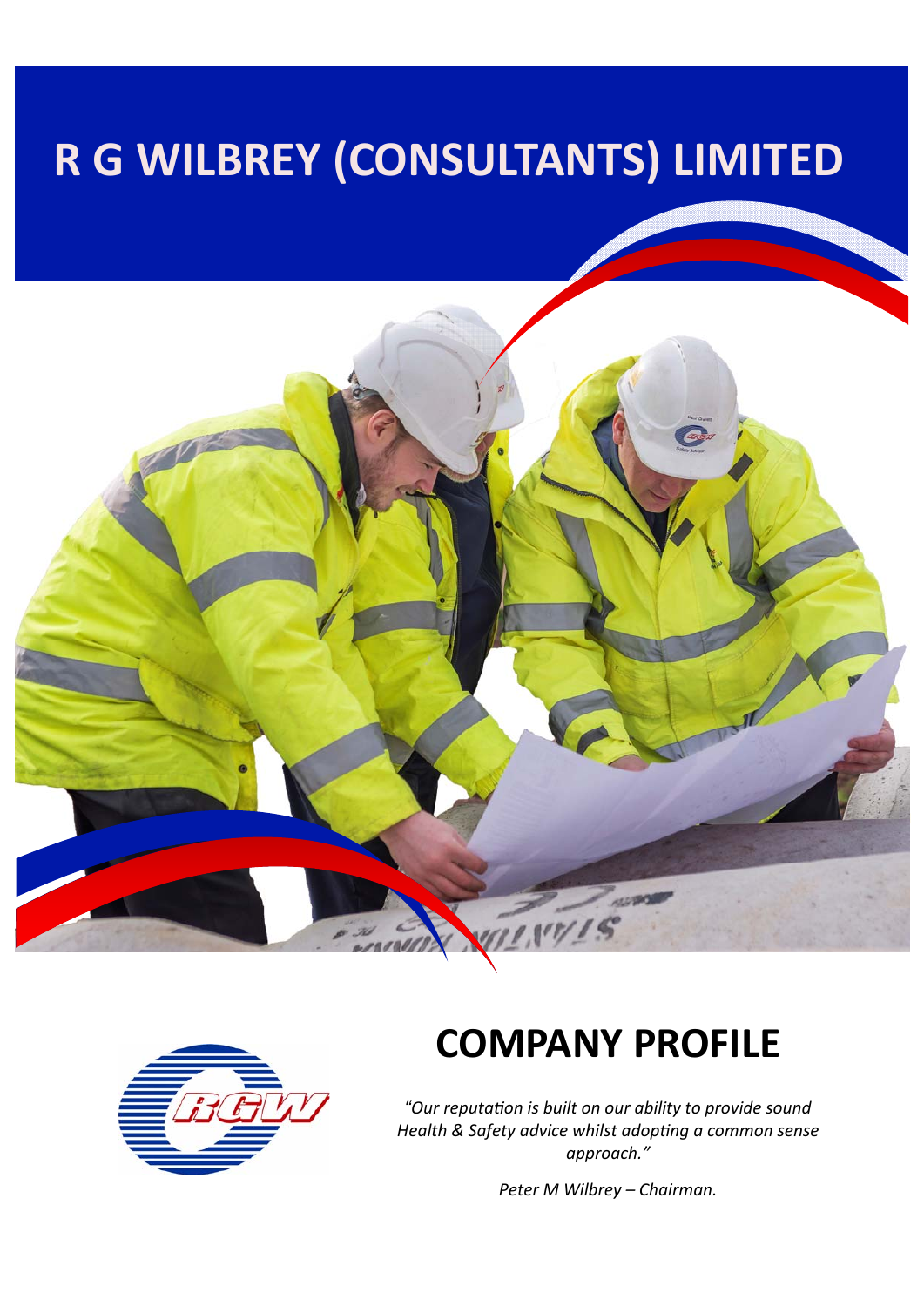# R G WILBREY (CONSULTANTS) LIMITED

## COMPANY PROFILE

*"Our reputation is built on our ability to provide sound Health & Safety advice whilst adopting a common sense approach."*

*Peter M Wilbrey – Chairman.*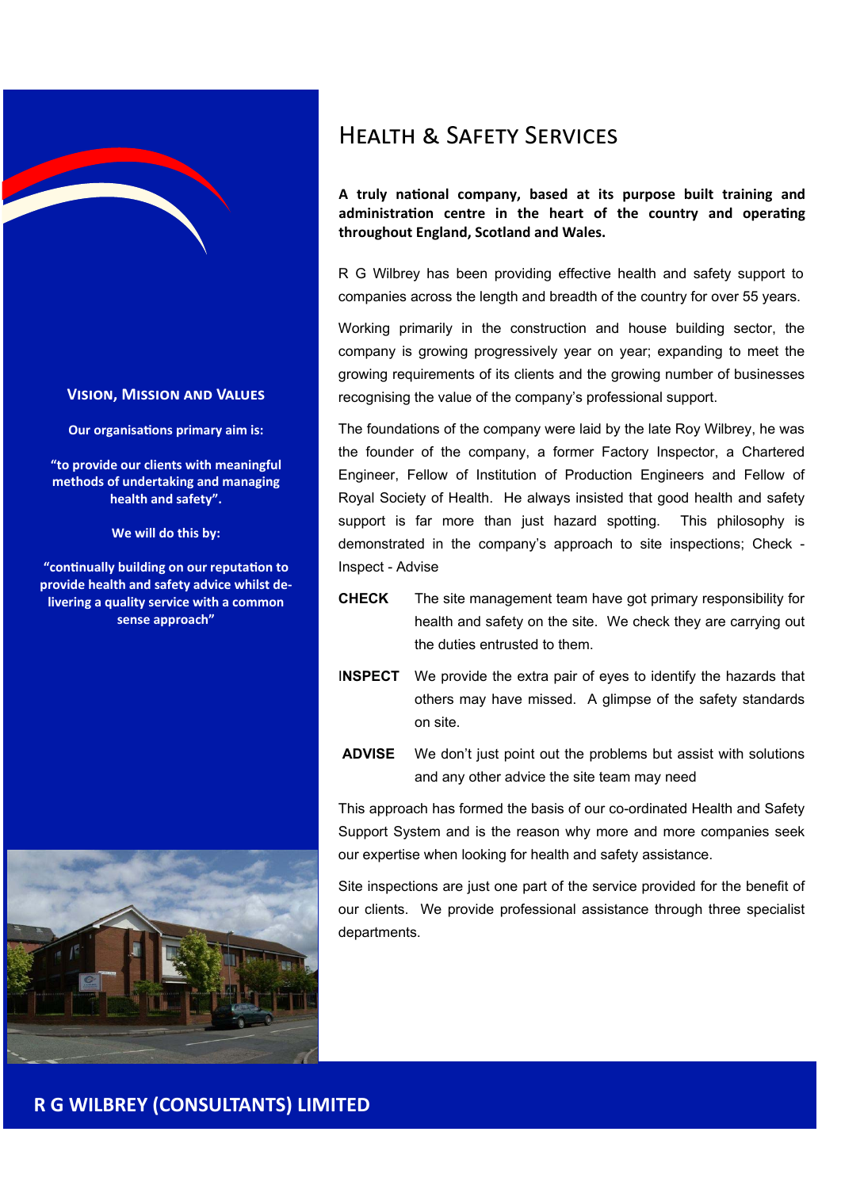## Vision, Mission and Values

**Our organisations primary aim is:**

**"to provide our clients with meaningful methods of undertaking and managing health and safety".**

**We will do this by:**

**"continually building on our reputation to provide health and safety advice whilst delivering a quality service with a common sense approach"**

# Health & Safety Services

**A truly national company, based at its purpose built training and administration centre in the heart of the country and operating throughout England, Scotland and Wales.**

R G Wilbrey has been providing effective health and safety support to companies across the length and breadth of the country for over 55 years.

Working primarily in the construction and house building sector, the company is growing progressively year on year; expanding to meet the growing requirements of its clients and the growing number of businesses recognising the value of the company's professional support.

The foundations of the company were laid by the late Roy Wilbrey, he was the founder of the company, a former Factory Inspector, a Chartered Engineer, Fellow of Institution of Production Engineers and Fellow of Royal Society of Health. He always insisted that good health and safety support is far more than just hazard spotting. This philosophy is demonstrated in the company's approach to site inspections; Check - Inspect - Advise

**CHECK** The site management team have got primary responsibility for health and safety on the site. We check they are carrying out the duties entrusted to them.

**INSPECT** We provide the extra pair of eyes to identify the hazards that others may have missed. A glimpse of the safety standards on site.

**ADVISE** We don't just point out the problems but assist with solutions and any other advice the site team may need

This approach has formed the basis of our co-ordinated Health and Safety Support System and is the reason why more and more companies seek our expertise when looking for health and safety assistance.

Site inspections are just one part of the service provided for the benefit of our clients. We provide professional assistance through three specialist departments.

**R G WILBREY (CONSULTANTS) LIMITED**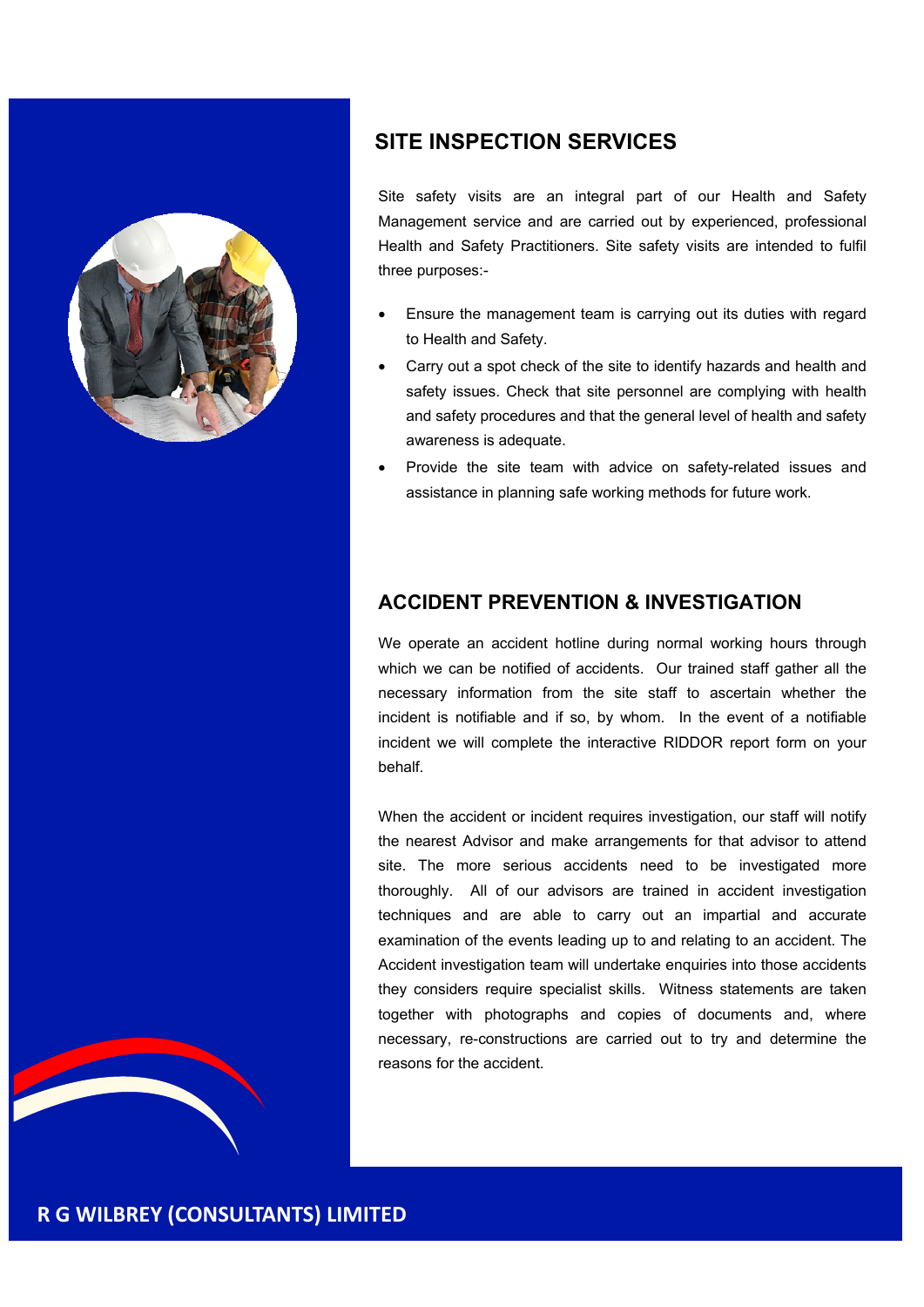## SITE INSPECTION SERVICES

Site safety visits are an integral part of our Health and Safety Management service and are carried out by experienced, professional Health and Safety Practitioners. Site safety visits are intended to fulfil three purposes:-

- Ensure the management team is carrying out its duties with regard to Health and Safety.
- Carry out a spot check of the site to identify hazards and health and safety issues. Check that site personnel are complying with health and safety procedures and that the general level of health and safety awareness is adequate.
- Provide the site team with advice on safety-related issues and assistance in planning safe working methods for future work.

## ACCIDENT PREVENTION & INVESTIGATION

We operate an accident hotline during normal working hours through which we can be notified of accidents. Our trained staff gather all the necessary information from the site staff to ascertain whether the incident is notifiable and if so, by whom. In the event of a notifiable incident we will complete the interactive RIDDOR report form on your behalf.

When the accident or incident requires investigation, our staff will notify the nearest Advisor and make arrangements for that advisor to attend site. The more serious accidents need to be investigated more thoroughly. All of our advisors are trained in accident investigation techniques and are able to carry out an impartial and accurate examination of the events leading up to and relating to an accident. The Accident investigation team will undertake enquiries into those accidents they considers require specialist skills. Witness statements are taken together with photographs and copies of documents and, where necessary, re-constructions are carried out to try and determine the reasons for the accident.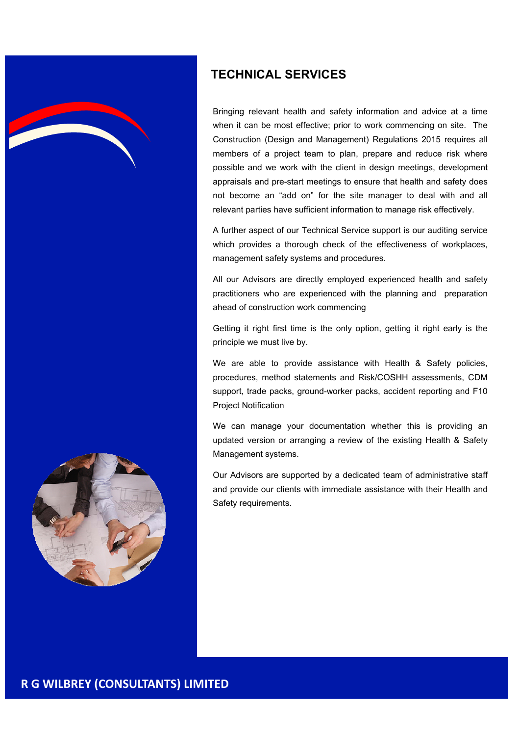## TECHNICAL SERVICES

Bringing relevant health and safety information and advice at a time when it can be most effective; prior to work commencing on site. The Construction (Design and Management) Regulations 2015 requires all members of a project team to plan, prepare and reduce risk where possible and we work with the client in design meetings, development appraisals and pre-start meetings to ensure that health and safety does not become an "add on" for the site manager to deal with and all relevant parties have sufficient information to manage risk effectively.

A further aspect of our Technical Service support is our auditing service which provides a thorough check of the effectiveness of workplaces, management safety systems and procedures.

All our Advisors are directly employed experienced health and safety practitioners who are experienced with the planning and preparation ahead of construction work commencing

Getting it right first time is the only option, getting it right early is the principle we must live by.

We are able to provide assistance with Health & Safety policies, procedures, method statements and Risk/COSHH assessments, CDM support, trade packs, ground-worker packs, accident reporting and F10 Project Notification

We can manage your documentation whether this is providing an updated version or arranging a review of the existing Health & Safety Management systems.

Our Advisors are supported by a dedicated team of administrative staff and provide our clients with immediate assistance with their Health and Safety requirements.

**R G WILBREY (CONSULTANTS) LIMITED**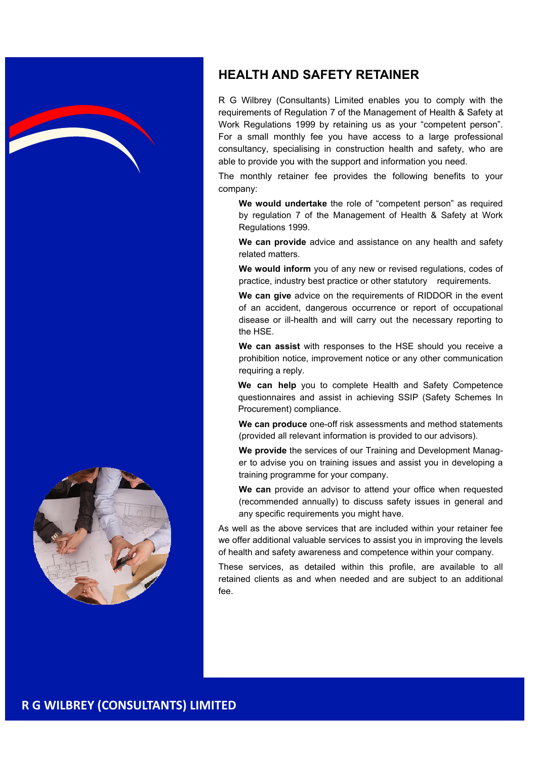## HEALTH AND SAFETY RETAINER

R G Wilbrey (Consultants) Limited enables you to comply with the requirements of Regulation 7 of the Management of Health & Safety at Work Regulations 1999 by retaining us as your "competent person". For a small monthly fee you have access to a large professional consultancy, specialising in construction health and safety, who are able to provide you with the support and information you need.

The monthly retainer fee provides the following benefits to your company:

**We would undertake** the role of "competent person" as required by regulation 7 of the Management of Health & Safety at Work Regulations 1999.

**We can provide** advice and assistance on any health and safety related matters.

**We would inform** you of any new or revised regulations, codes of practice, industry best practice or other statutory requirements.

**We can give** advice on the requirements of RIDDOR in the event of an accident, dangerous occurrence or report of occupational disease or ill-health and will carry out the necessary reporting to the HSE.

**We can assist** with responses to the HSE should you receive a prohibition notice, improvement notice or any other communication requiring a reply.

**We can help** you to complete Health and Safety Competence questionnaires and assist in achieving SSIP (Safety Schemes In Procurement) compliance.

**We can produce** one-off risk assessments and method statements (provided all relevant information is provided to our advisors).

**We provide** the services of our Training and Development Manager to advise you on training issues and assist you in developing a training programme for your company.

**We can** provide an advisor to attend your office when requested (recommended annually) to discuss safety issues in general and any specific requirements you might have.

As well as the above services that are included within your retainer fee we offer additional valuable services to assist you in improving the levels of health and safety awareness and competence within your company.

These services, as detailed within this profile, are available to all retained clients as and when needed and are subject to an additional fee.

**R G WILBREY (CONSULTANTS) LIMITED**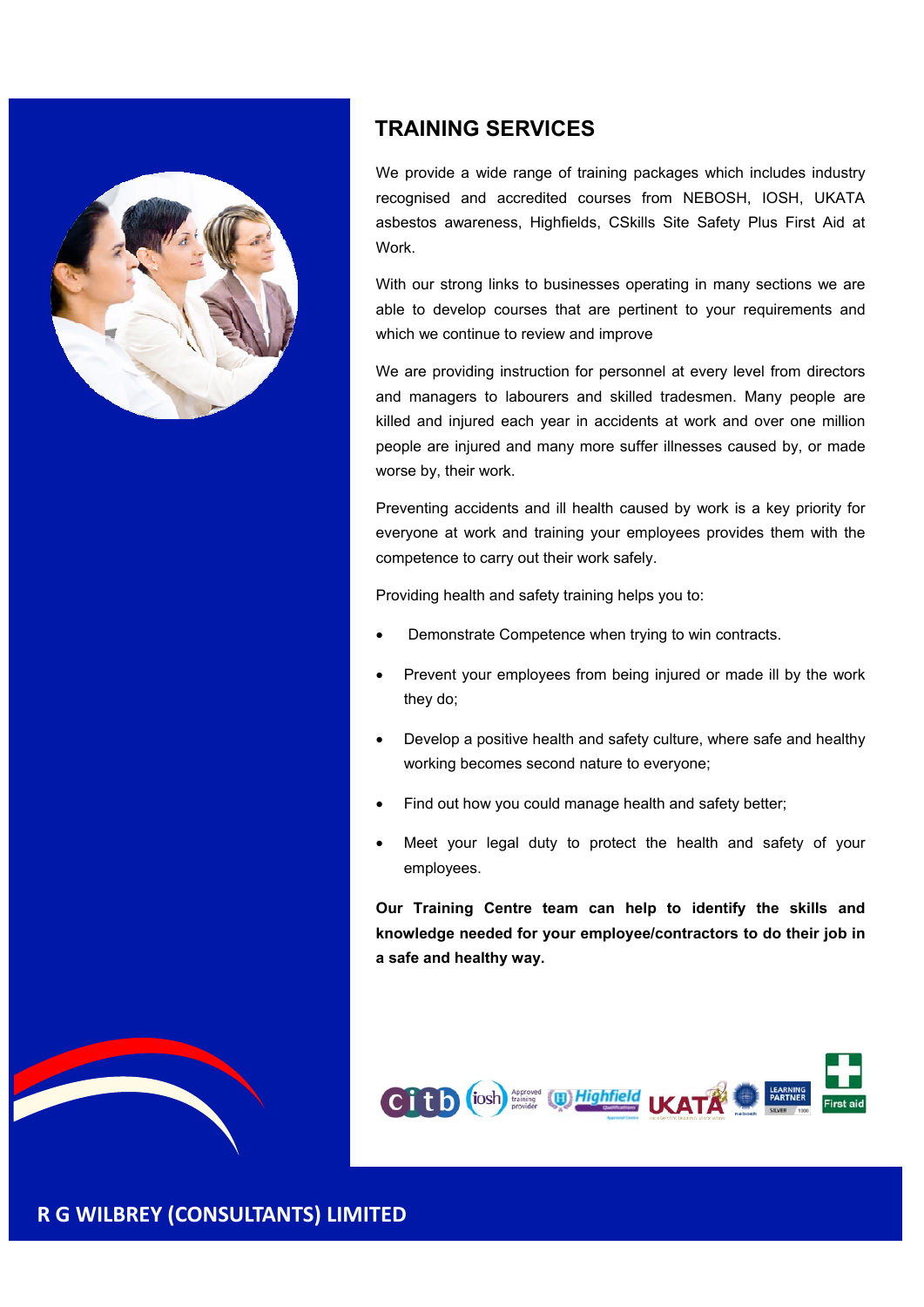## TRAINING SERVICES

We provide a wide range of training packages which includes industry recognised and accredited courses from NEBOSH, IOSH, UKATA asbestos awareness, Highfields, CSkills Site Safety Plus First Aid at Work.

With our strong links to businesses operating in many sections we are able to develop courses that are pertinent to your requirements and which we continue to review and improve

We are providing instruction for personnel at every level from directors and managers to labourers and skilled tradesmen. Many people are killed and injured each year in accidents at work and over one million people are injured and many more suffer illnesses caused by, or made worse by, their work.

Preventing accidents and ill health caused by work is a key priority for everyone at work and training your employees provides them with the competence to carry out their work safely.

Providing health and safety training helps you to:

- Demonstrate Competence when trying to win contracts.
- Prevent your employees from being injured or made ill by the work they do;
- Develop a positive health and safety culture, where safe and healthy working becomes second nature to everyone;
- Find out how you could manage health and safety better;
- Meet your legal duty to protect the health and safety of your employees.

**Our Training Centre team can help to identify the skills and knowledge needed for your employee/contractors to do their job in a safe and healthy way.**

R G WILBREY (CONSULTANTS) LIMITED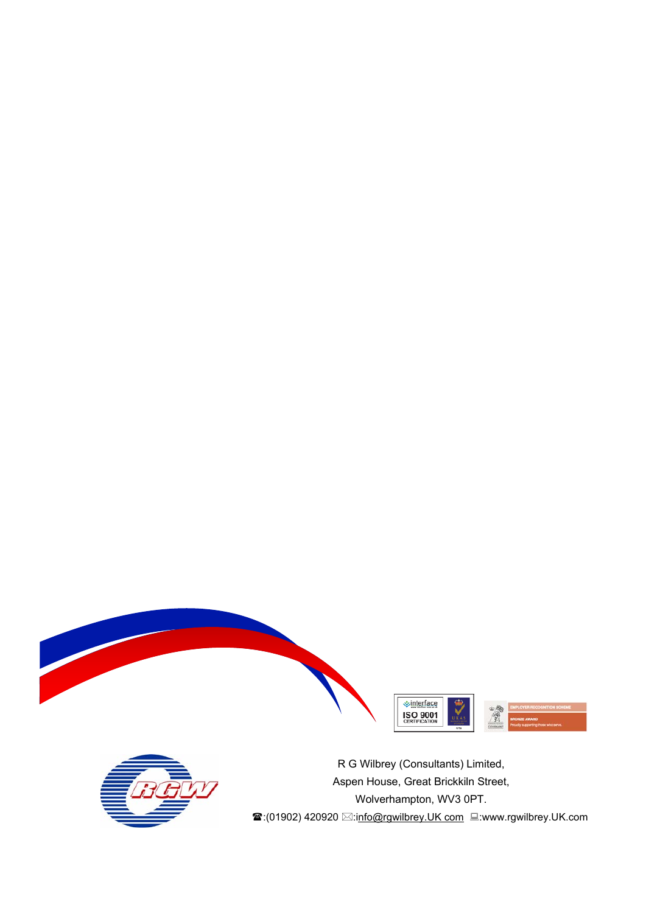R G Wilbrey (Consultants) Limited,
Aspen House, Great Brickkiln Street,
Wolverhampton, WV3 0PT.
☎:(01902) 420920 ✉:info@rgwilbrey.UK com 💻:www.rgwilbrey.UK.com